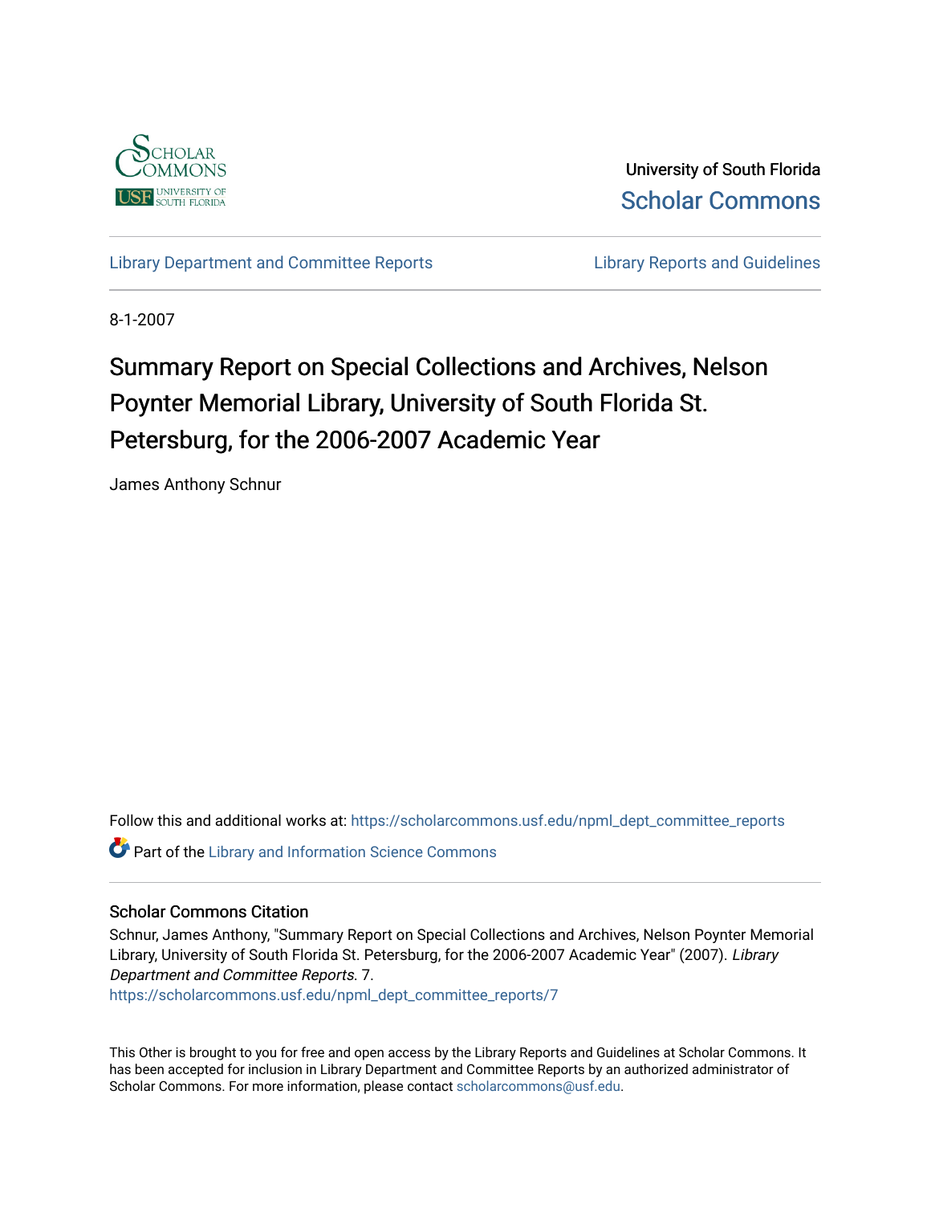University of South Florida
Scholar Commons

Library Department and Committee Reports | Library Reports and Guidelines

8-1-2007

# Summary Report on Special Collections and Archives, Nelson Poynter Memorial Library, University of South Florida St. Petersburg, for the 2006-2007 Academic Year

James Anthony Schnur

Follow this and additional works at: https://scholarcommons.usf.edu/npml_dept_committee_reports

Part of the Library and Information Science Commons

## Scholar Commons Citation

Schnur, James Anthony, "Summary Report on Special Collections and Archives, Nelson Poynter Memorial Library, University of South Florida St. Petersburg, for the 2006-2007 Academic Year" (2007). *Library Department and Committee Reports*. 7.
https://scholarcommons.usf.edu/npml_dept_committee_reports/7

This Other is brought to you for free and open access by the Library Reports and Guidelines at Scholar Commons. It has been accepted for inclusion in Library Department and Committee Reports by an authorized administrator of Scholar Commons. For more information, please contact scholarcommons@usf.edu.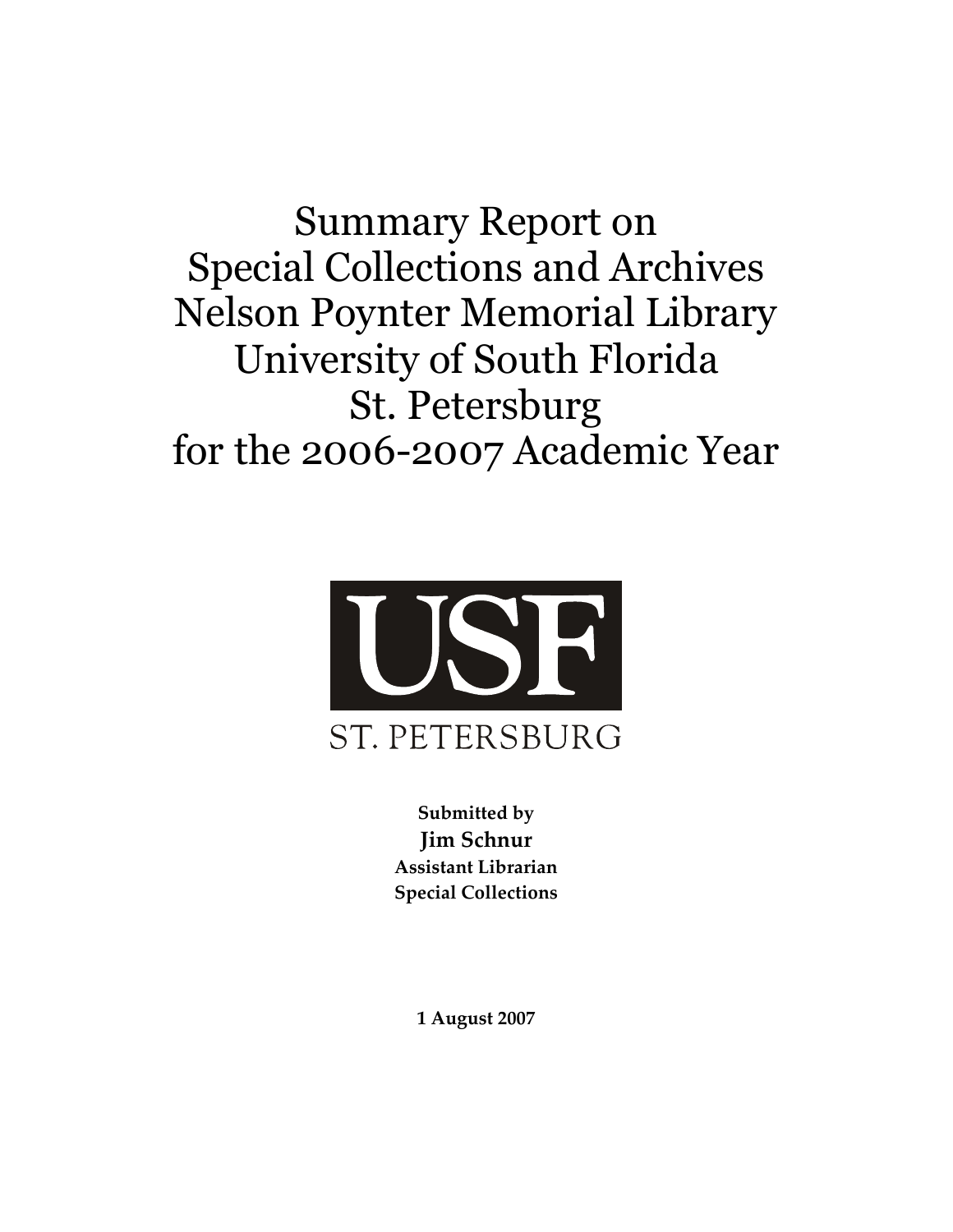# Summary Report on Special Collections and Archives Nelson Poynter Memorial Library University of South Florida St. Petersburg for the 2006-2007 Academic Year

USF

ST. PETERSBURG

**Submitted by**
**Jim Schnur**
**Assistant Librarian**
**Special Collections**

**1 August 2007**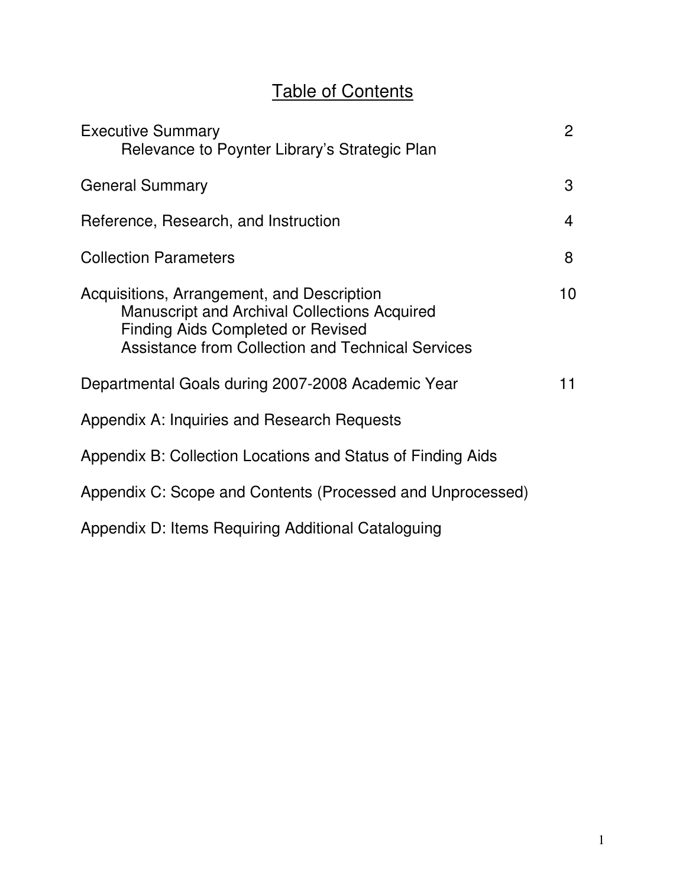# Table of Contents

| | |
|---|---|
| Executive Summary<br>    Relevance to Poynter Library's Strategic Plan | 2 |
| General Summary | 3 |
| Reference, Research, and Instruction | 4 |
| Collection Parameters | 8 |
| Acquisitions, Arrangement, and Description<br>    Manuscript and Archival Collections Acquired<br>    Finding Aids Completed or Revised<br>    Assistance from Collection and Technical Services | 10 |
| Departmental Goals during 2007-2008 Academic Year | 11 |
| Appendix A: Inquiries and Research Requests | |
| Appendix B: Collection Locations and Status of Finding Aids | |
| Appendix C: Scope and Contents (Processed and Unprocessed) | |
| Appendix D: Items Requiring Additional Cataloguing | |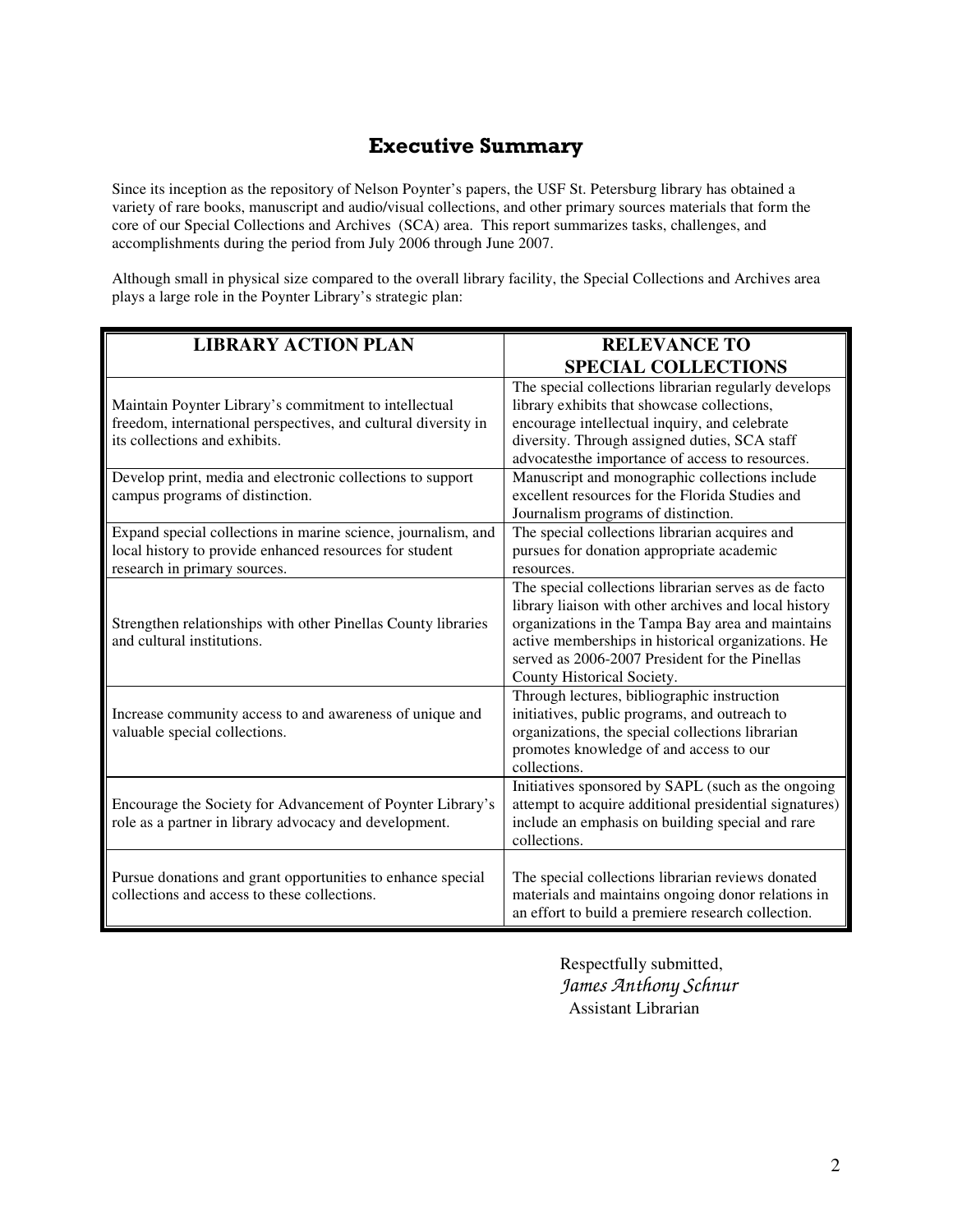# Executive Summary

Since its inception as the repository of Nelson Poynter's papers, the USF St. Petersburg library has obtained a variety of rare books, manuscript and audio/visual collections, and other primary sources materials that form the core of our Special Collections and Archives (SCA) area. This report summarizes tasks, challenges, and accomplishments during the period from July 2006 through June 2007.

Although small in physical size compared to the overall library facility, the Special Collections and Archives area plays a large role in the Poynter Library's strategic plan:

| LIBRARY ACTION PLAN | RELEVANCE TO SPECIAL COLLECTIONS |
|---|---|
| Maintain Poynter Library's commitment to intellectual freedom, international perspectives, and cultural diversity in its collections and exhibits. | The special collections librarian regularly develops library exhibits that showcase collections, encourage intellectual inquiry, and celebrate diversity. Through assigned duties, SCA staff advocatesthe importance of access to resources. |
| Develop print, media and electronic collections to support campus programs of distinction. | Manuscript and monographic collections include excellent resources for the Florida Studies and Journalism programs of distinction. |
| Expand special collections in marine science, journalism, and local history to provide enhanced resources for student research in primary sources. | The special collections librarian acquires and pursues for donation appropriate academic resources. |
| Strengthen relationships with other Pinellas County libraries and cultural institutions. | The special collections librarian serves as de facto library liaison with other archives and local history organizations in the Tampa Bay area and maintains active memberships in historical organizations. He served as 2006-2007 President for the Pinellas County Historical Society. |
| Increase community access to and awareness of unique and valuable special collections. | Through lectures, bibliographic instruction initiatives, public programs, and outreach to organizations, the special collections librarian promotes knowledge of and access to our collections. |
| Encourage the Society for Advancement of Poynter Library's role as a partner in library advocacy and development. | Initiatives sponsored by SAPL (such as the ongoing attempt to acquire additional presidential signatures) include an emphasis on building special and rare collections. |
| Pursue donations and grant opportunities to enhance special collections and access to these collections. | The special collections librarian reviews donated materials and maintains ongoing donor relations in an effort to build a premiere research collection. |

Respectfully submitted,
*James Anthony Schnur*
Assistant Librarian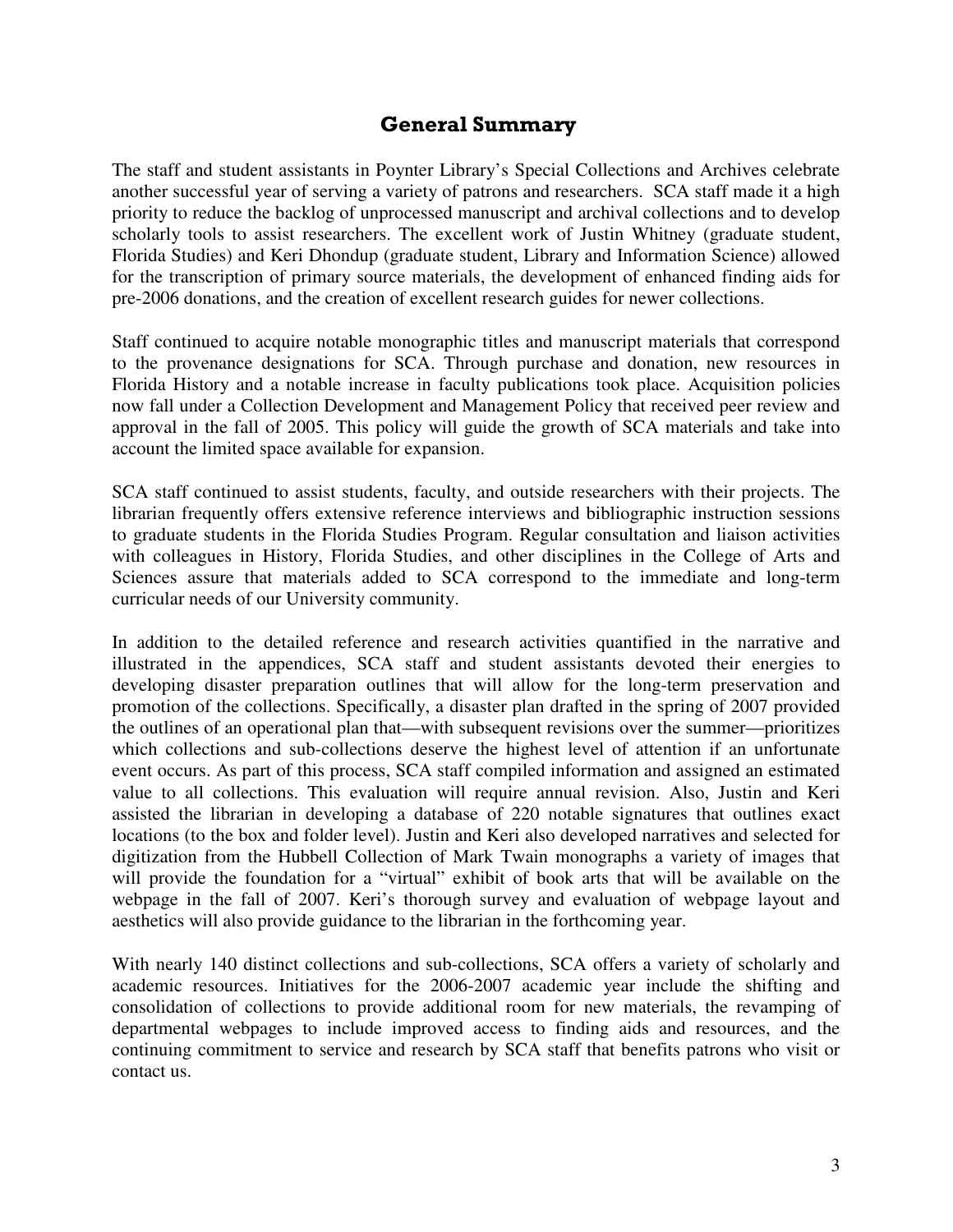## General Summary

The staff and student assistants in Poynter Library's Special Collections and Archives celebrate another successful year of serving a variety of patrons and researchers. SCA staff made it a high priority to reduce the backlog of unprocessed manuscript and archival collections and to develop scholarly tools to assist researchers. The excellent work of Justin Whitney (graduate student, Florida Studies) and Keri Dhondup (graduate student, Library and Information Science) allowed for the transcription of primary source materials, the development of enhanced finding aids for pre-2006 donations, and the creation of excellent research guides for newer collections.

Staff continued to acquire notable monographic titles and manuscript materials that correspond to the provenance designations for SCA. Through purchase and donation, new resources in Florida History and a notable increase in faculty publications took place. Acquisition policies now fall under a Collection Development and Management Policy that received peer review and approval in the fall of 2005. This policy will guide the growth of SCA materials and take into account the limited space available for expansion.

SCA staff continued to assist students, faculty, and outside researchers with their projects. The librarian frequently offers extensive reference interviews and bibliographic instruction sessions to graduate students in the Florida Studies Program. Regular consultation and liaison activities with colleagues in History, Florida Studies, and other disciplines in the College of Arts and Sciences assure that materials added to SCA correspond to the immediate and long-term curricular needs of our University community.

In addition to the detailed reference and research activities quantified in the narrative and illustrated in the appendices, SCA staff and student assistants devoted their energies to developing disaster preparation outlines that will allow for the long-term preservation and promotion of the collections. Specifically, a disaster plan drafted in the spring of 2007 provided the outlines of an operational plan that—with subsequent revisions over the summer—prioritizes which collections and sub-collections deserve the highest level of attention if an unfortunate event occurs. As part of this process, SCA staff compiled information and assigned an estimated value to all collections. This evaluation will require annual revision. Also, Justin and Keri assisted the librarian in developing a database of 220 notable signatures that outlines exact locations (to the box and folder level). Justin and Keri also developed narratives and selected for digitization from the Hubbell Collection of Mark Twain monographs a variety of images that will provide the foundation for a "virtual" exhibit of book arts that will be available on the webpage in the fall of 2007. Keri's thorough survey and evaluation of webpage layout and aesthetics will also provide guidance to the librarian in the forthcoming year.

With nearly 140 distinct collections and sub-collections, SCA offers a variety of scholarly and academic resources. Initiatives for the 2006-2007 academic year include the shifting and consolidation of collections to provide additional room for new materials, the revamping of departmental webpages to include improved access to finding aids and resources, and the continuing commitment to service and research by SCA staff that benefits patrons who visit or contact us.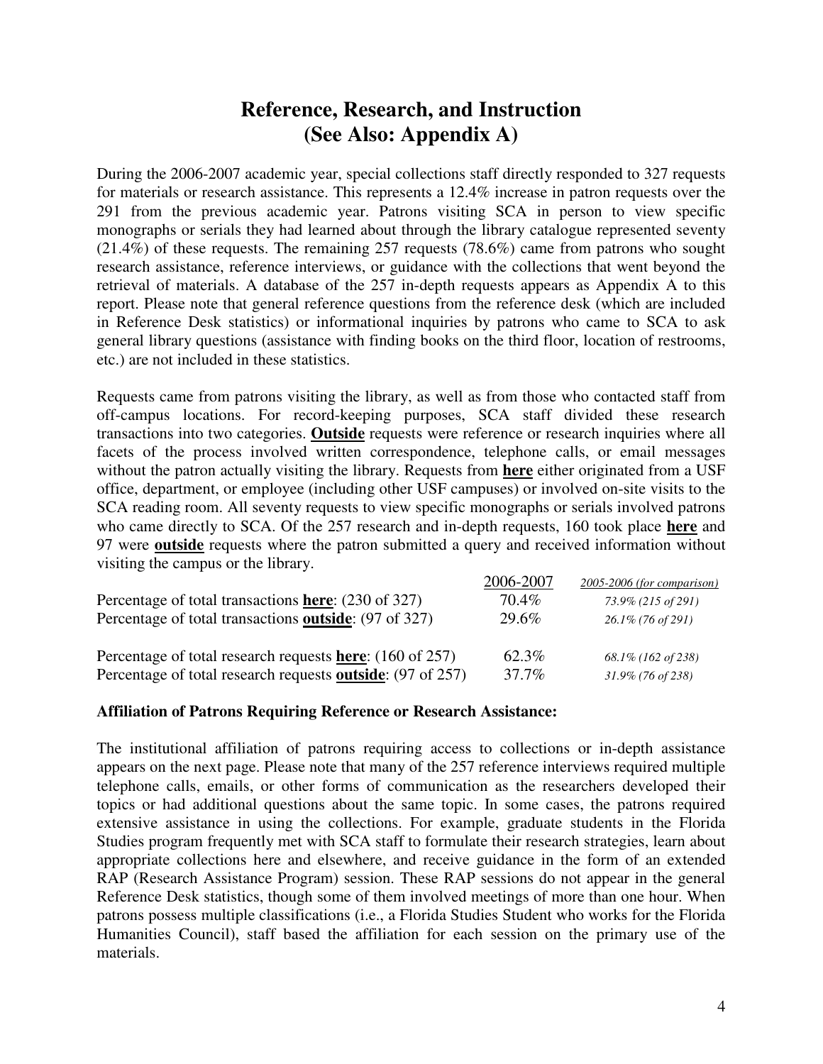# Reference, Research, and Instruction
## (See Also: Appendix A)

During the 2006-2007 academic year, special collections staff directly responded to 327 requests for materials or research assistance. This represents a 12.4% increase in patron requests over the 291 from the previous academic year. Patrons visiting SCA in person to view specific monographs or serials they had learned about through the library catalogue represented seventy (21.4%) of these requests. The remaining 257 requests (78.6%) came from patrons who sought research assistance, reference interviews, or guidance with the collections that went beyond the retrieval of materials. A database of the 257 in-depth requests appears as Appendix A to this report. Please note that general reference questions from the reference desk (which are included in Reference Desk statistics) or informational inquiries by patrons who came to SCA to ask general library questions (assistance with finding books on the third floor, location of restrooms, etc.) are not included in these statistics.

Requests came from patrons visiting the library, as well as from those who contacted staff from off-campus locations. For record-keeping purposes, SCA staff divided these research transactions into two categories. **Outside** requests were reference or research inquiries where all facets of the process involved written correspondence, telephone calls, or email messages without the patron actually visiting the library. Requests from **here** either originated from a USF office, department, or employee (including other USF campuses) or involved on-site visits to the SCA reading room. All seventy requests to view specific monographs or serials involved patrons who came directly to SCA. Of the 257 research and in-depth requests, 160 took place **here** and 97 were **outside** requests where the patron submitted a query and received information without visiting the campus or the library.

| | 2006-2007 | *2005-2006 (for comparison)* |
|---|---|---|
| Percentage of total transactions **here**: (230 of 327) | 70.4% | *73.9% (215 of 291)* |
| Percentage of total transactions **outside**: (97 of 327) | 29.6% | *26.1% (76 of 291)* |
| Percentage of total research requests **here**: (160 of 257) | 62.3% | *68.1% (162 of 238)* |
| Percentage of total research requests **outside**: (97 of 257) | 37.7% | *31.9% (76 of 238)* |

**Affiliation of Patrons Requiring Reference or Research Assistance:**

The institutional affiliation of patrons requiring access to collections or in-depth assistance appears on the next page. Please note that many of the 257 reference interviews required multiple telephone calls, emails, or other forms of communication as the researchers developed their topics or had additional questions about the same topic. In some cases, the patrons required extensive assistance in using the collections. For example, graduate students in the Florida Studies program frequently met with SCA staff to formulate their research strategies, learn about appropriate collections here and elsewhere, and receive guidance in the form of an extended RAP (Research Assistance Program) session. These RAP sessions do not appear in the general Reference Desk statistics, though some of them involved meetings of more than one hour. When patrons possess multiple classifications (i.e., a Florida Studies Student who works for the Florida Humanities Council), staff based the affiliation for each session on the primary use of the materials.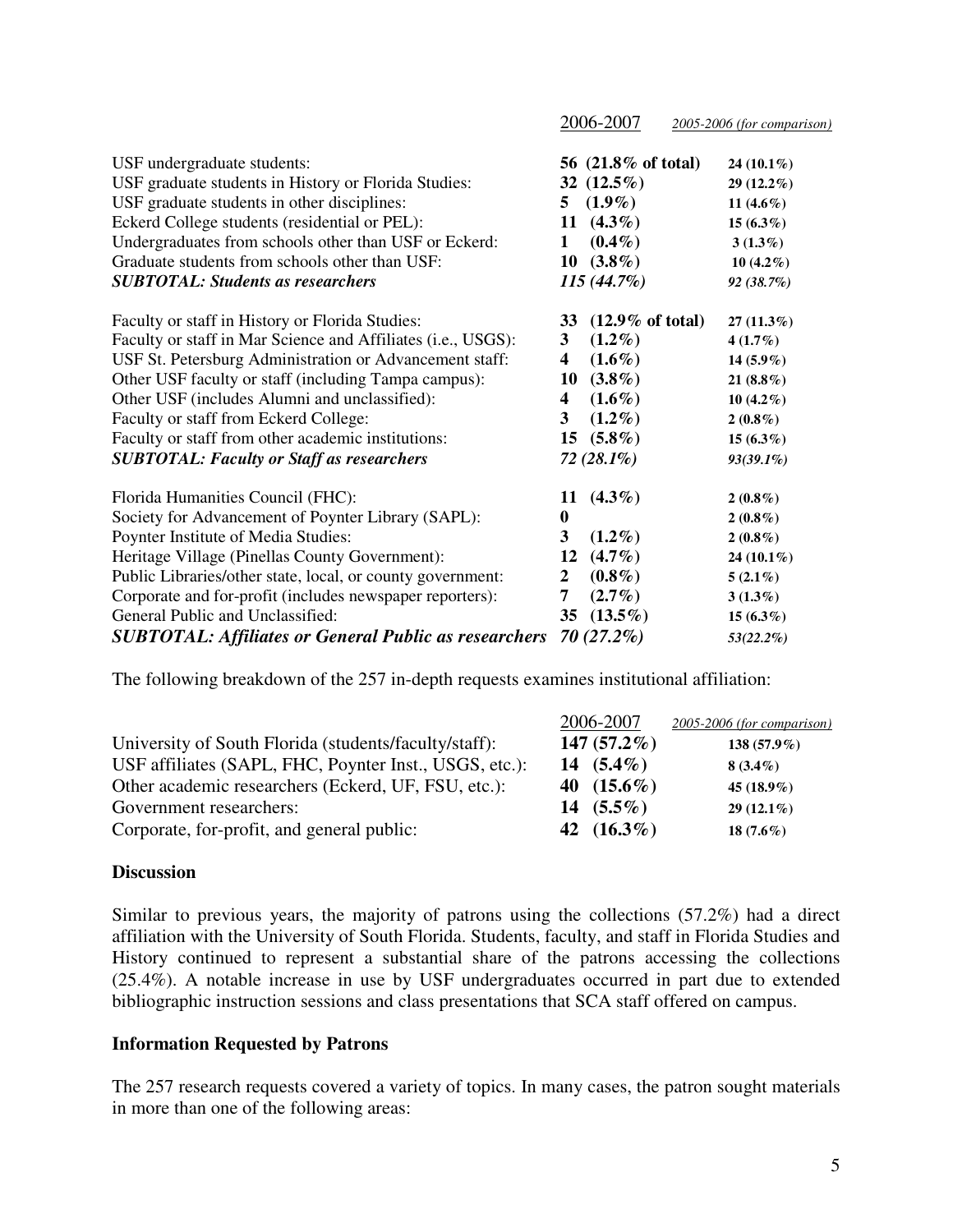| | 2006-2007 | *2005-2006 (for comparison)* |
|---|---|---|
| USF undergraduate students: | **56 (21.8% of total)** | **24 (10.1%)** |
| USF graduate students in History or Florida Studies: | **32 (12.5%)** | **29 (12.2%)** |
| USF graduate students in other disciplines: | **5 (1.9%)** | **11 (4.6%)** |
| Eckerd College students (residential or PEL): | **11 (4.3%)** | **15 (6.3%)** |
| Undergraduates from schools other than USF or Eckerd: | **1 (0.4%)** | **3 (1.3%)** |
| Graduate students from schools other than USF: | **10 (3.8%)** | **10 (4.2%)** |
| ***SUBTOTAL: Students as researchers*** | *115 (44.7%)* | *92 (38.7%)* |
| Faculty or staff in History or Florida Studies: | **33 (12.9% of total)** | **27 (11.3%)** |
| Faculty or staff in Mar Science and Affiliates (i.e., USGS): | **3 (1.2%)** | **4 (1.7%)** |
| USF St. Petersburg Administration or Advancement staff: | **4 (1.6%)** | **14 (5.9%)** |
| Other USF faculty or staff (including Tampa campus): | **10 (3.8%)** | **21 (8.8%)** |
| Other USF (includes Alumni and unclassified): | **4 (1.6%)** | **10 (4.2%)** |
| Faculty or staff from Eckerd College: | **3 (1.2%)** | **2 (0.8%)** |
| Faculty or staff from other academic institutions: | **15 (5.8%)** | **15 (6.3%)** |
| ***SUBTOTAL: Faculty or Staff as researchers*** | *72 (28.1%)* | *93(39.1%)* |
| Florida Humanities Council (FHC): | **11 (4.3%)** | **2 (0.8%)** |
| Society for Advancement of Poynter Library (SAPL): | **0** | **2 (0.8%)** |
| Poynter Institute of Media Studies: | **3 (1.2%)** | **2 (0.8%)** |
| Heritage Village (Pinellas County Government): | **12 (4.7%)** | **24 (10.1%)** |
| Public Libraries/other state, local, or county government: | **2 (0.8%)** | **5 (2.1%)** |
| Corporate and for-profit (includes newspaper reporters): | **7 (2.7%)** | **3 (1.3%)** |
| General Public and Unclassified: | **35 (13.5%)** | **15 (6.3%)** |
| ***SUBTOTAL: Affiliates or General Public as researchers*** | *70 (27.2%)* | *53(22.2%)* |

The following breakdown of the 257 in-depth requests examines institutional affiliation:

| | 2006-2007 | *2005-2006 (for comparison)* |
|---|---|---|
| University of South Florida (students/faculty/staff): | **147 (57.2%)** | **138 (57.9%)** |
| USF affiliates (SAPL, FHC, Poynter Inst., USGS, etc.): | **14 (5.4%)** | **8 (3.4%)** |
| Other academic researchers (Eckerd, UF, FSU, etc.): | **40 (15.6%)** | **45 (18.9%)** |
| Government researchers: | **14 (5.5%)** | **29 (12.1%)** |
| Corporate, for-profit, and general public: | **42 (16.3%)** | **18 (7.6%)** |

**Discussion**

Similar to previous years, the majority of patrons using the collections (57.2%) had a direct affiliation with the University of South Florida. Students, faculty, and staff in Florida Studies and History continued to represent a substantial share of the patrons accessing the collections (25.4%). A notable increase in use by USF undergraduates occurred in part due to extended bibliographic instruction sessions and class presentations that SCA staff offered on campus.

**Information Requested by Patrons**

The 257 research requests covered a variety of topics. In many cases, the patron sought materials in more than one of the following areas: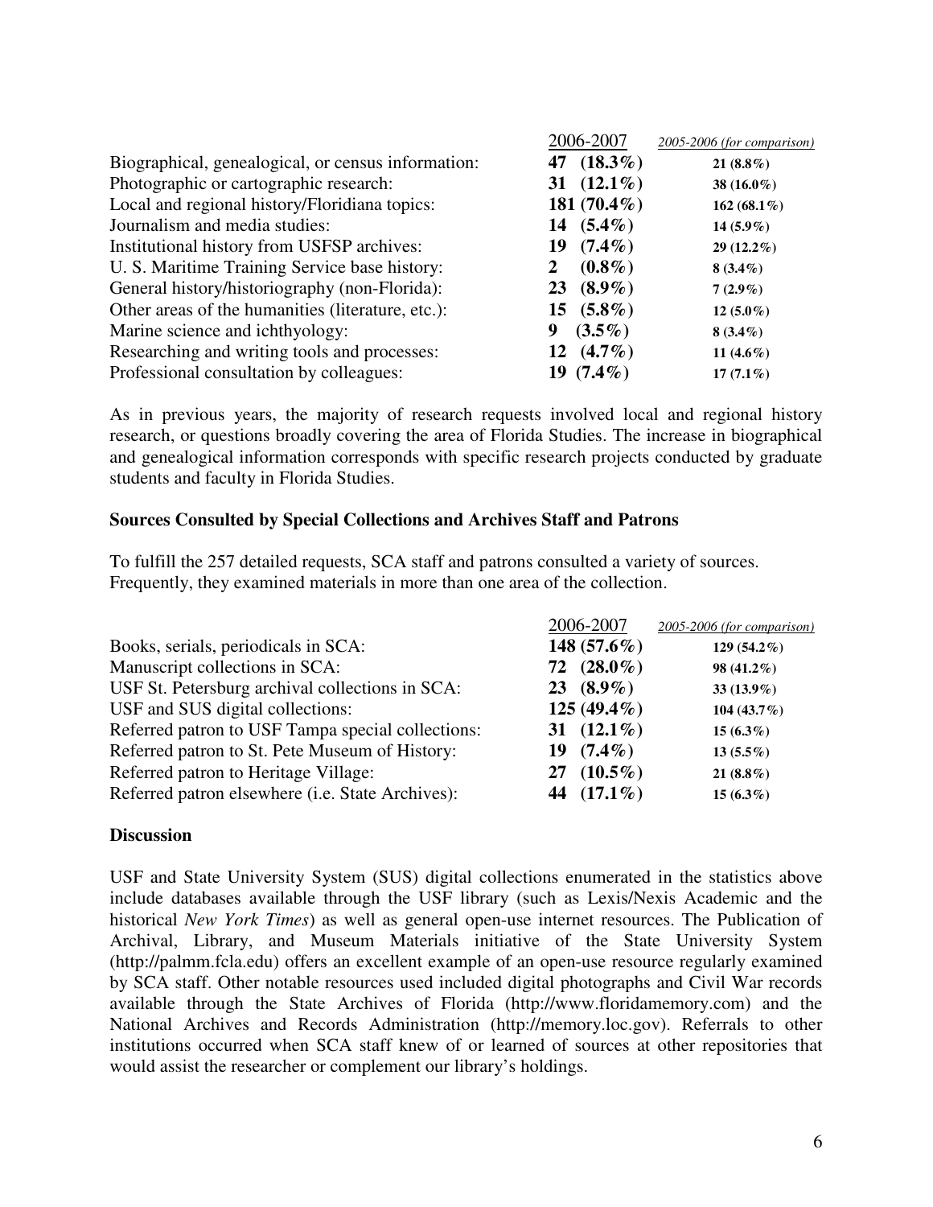| | 2006-2007 | *2005-2006 (for comparison)* |
|---|---|---|
| Biographical, genealogical, or census information: | **47 (18.3%)** | **21 (8.8%)** |
| Photographic or cartographic research: | **31 (12.1%)** | **38 (16.0%)** |
| Local and regional history/Floridiana topics: | **181 (70.4%)** | **162 (68.1%)** |
| Journalism and media studies: | **14 (5.4%)** | **14 (5.9%)** |
| Institutional history from USFSP archives: | **19 (7.4%)** | **29 (12.2%)** |
| U. S. Maritime Training Service base history: | **2 (0.8%)** | **8 (3.4%)** |
| General history/historiography (non-Florida): | **23 (8.9%)** | **7 (2.9%)** |
| Other areas of the humanities (literature, etc.): | **15 (5.8%)** | **12 (5.0%)** |
| Marine science and ichthyology: | **9 (3.5%)** | **8 (3.4%)** |
| Researching and writing tools and processes: | **12 (4.7%)** | **11 (4.6%)** |
| Professional consultation by colleagues: | **19 (7.4%)** | **17 (7.1%)** |

As in previous years, the majority of research requests involved local and regional history research, or questions broadly covering the area of Florida Studies. The increase in biographical and genealogical information corresponds with specific research projects conducted by graduate students and faculty in Florida Studies.

### Sources Consulted by Special Collections and Archives Staff and Patrons

To fulfill the 257 detailed requests, SCA staff and patrons consulted a variety of sources. Frequently, they examined materials in more than one area of the collection.

| | 2006-2007 | *2005-2006 (for comparison)* |
|---|---|---|
| Books, serials, periodicals in SCA: | **148 (57.6%)** | **129 (54.2%)** |
| Manuscript collections in SCA: | **72 (28.0%)** | **98 (41.2%)** |
| USF St. Petersburg archival collections in SCA: | **23 (8.9%)** | **33 (13.9%)** |
| USF and SUS digital collections: | **125 (49.4%)** | **104 (43.7%)** |
| Referred patron to USF Tampa special collections: | **31 (12.1%)** | **15 (6.3%)** |
| Referred patron to St. Pete Museum of History: | **19 (7.4%)** | **13 (5.5%)** |
| Referred patron to Heritage Village: | **27 (10.5%)** | **21 (8.8%)** |
| Referred patron elsewhere (i.e. State Archives): | **44 (17.1%)** | **15 (6.3%)** |

### Discussion

USF and State University System (SUS) digital collections enumerated in the statistics above include databases available through the USF library (such as Lexis/Nexis Academic and the historical *New York Times*) as well as general open-use internet resources. The Publication of Archival, Library, and Museum Materials initiative of the State University System (http://palmm.fcla.edu) offers an excellent example of an open-use resource regularly examined by SCA staff. Other notable resources used included digital photographs and Civil War records available through the State Archives of Florida (http://www.floridamemory.com) and the National Archives and Records Administration (http://memory.loc.gov). Referrals to other institutions occurred when SCA staff knew of or learned of sources at other repositories that would assist the researcher or complement our library's holdings.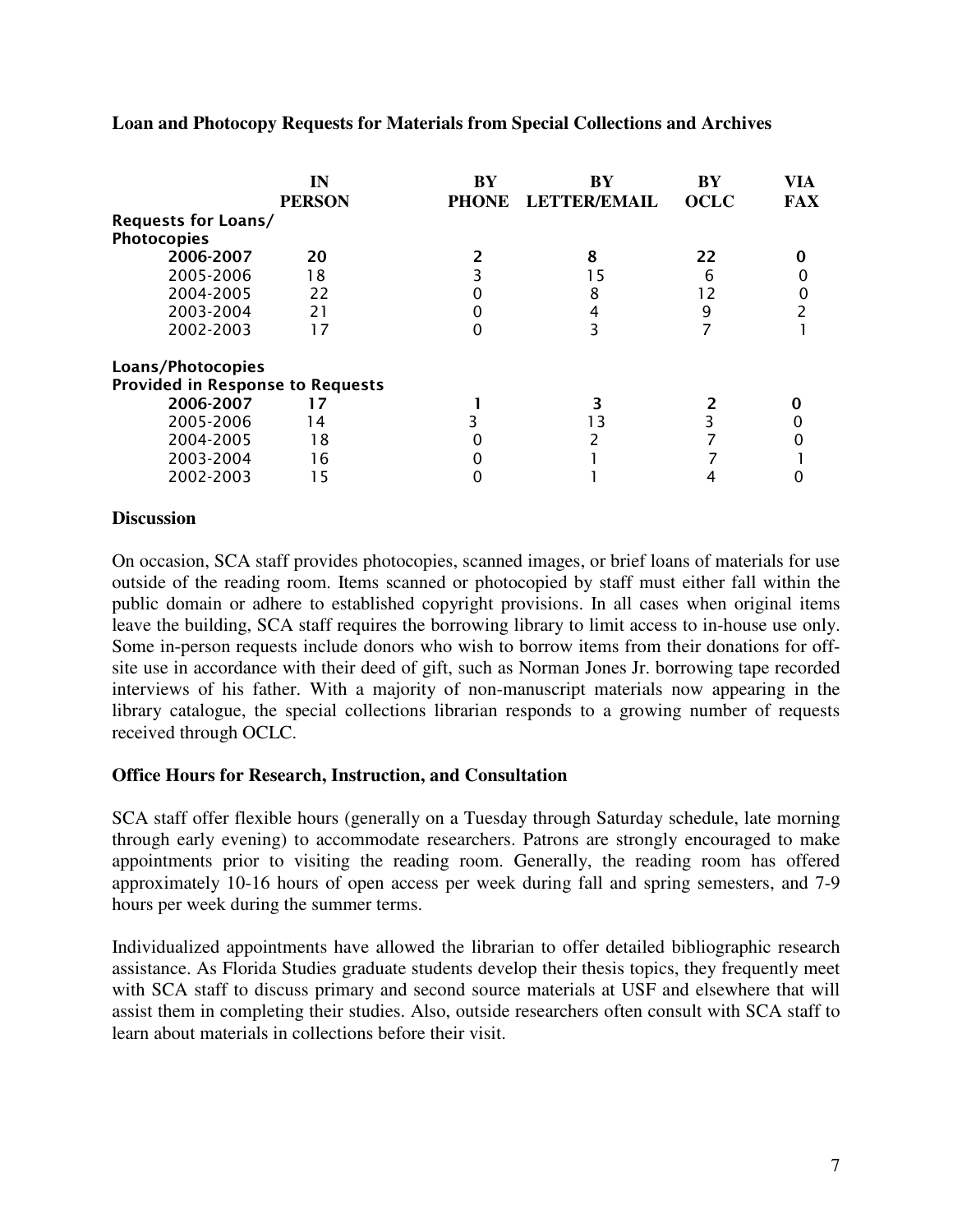**Loan and Photocopy Requests for Materials from Special Collections and Archives**

| | IN PERSON | BY PHONE | BY LETTER/EMAIL | BY OCLC | VIA FAX |
|---|---|---|---|---|---|
| **Requests for Loans/ Photocopies** | | | | | |
| **2006-2007** | **20** | **2** | **8** | **22** | **0** |
| 2005-2006 | 18 | 3 | 15 | 6 | 0 |
| 2004-2005 | 22 | 0 | 8 | 12 | 0 |
| 2003-2004 | 21 | 0 | 4 | 9 | 2 |
| 2002-2003 | 17 | 0 | 3 | 7 | 1 |
| **Loans/Photocopies Provided in Response to Requests** | | | | | |
| **2006-2007** | **17** | **1** | **3** | **2** | **0** |
| 2005-2006 | 14 | 3 | 13 | 3 | 0 |
| 2004-2005 | 18 | 0 | 2 | 7 | 0 |
| 2003-2004 | 16 | 0 | 1 | 7 | 1 |
| 2002-2003 | 15 | 0 | 1 | 4 | 0 |

**Discussion**

On occasion, SCA staff provides photocopies, scanned images, or brief loans of materials for use outside of the reading room. Items scanned or photocopied by staff must either fall within the public domain or adhere to established copyright provisions. In all cases when original items leave the building, SCA staff requires the borrowing library to limit access to in-house use only. Some in-person requests include donors who wish to borrow items from their donations for off-site use in accordance with their deed of gift, such as Norman Jones Jr. borrowing tape recorded interviews of his father. With a majority of non-manuscript materials now appearing in the library catalogue, the special collections librarian responds to a growing number of requests received through OCLC.

**Office Hours for Research, Instruction, and Consultation**

SCA staff offer flexible hours (generally on a Tuesday through Saturday schedule, late morning through early evening) to accommodate researchers. Patrons are strongly encouraged to make appointments prior to visiting the reading room. Generally, the reading room has offered approximately 10-16 hours of open access per week during fall and spring semesters, and 7-9 hours per week during the summer terms.

Individualized appointments have allowed the librarian to offer detailed bibliographic research assistance. As Florida Studies graduate students develop their thesis topics, they frequently meet with SCA staff to discuss primary and second source materials at USF and elsewhere that will assist them in completing their studies. Also, outside researchers often consult with SCA staff to learn about materials in collections before their visit.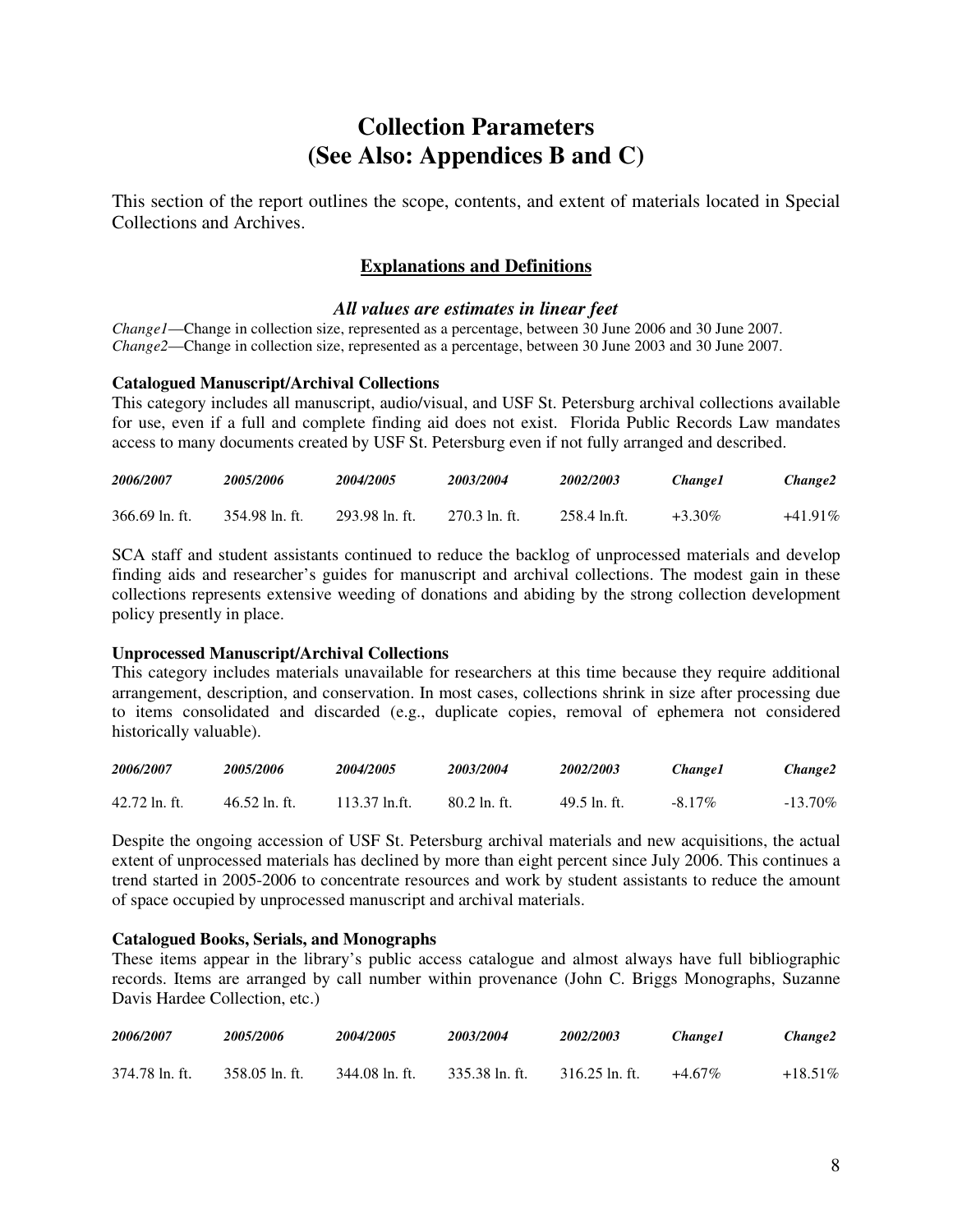# Collection Parameters
# (See Also: Appendices B and C)

This section of the report outlines the scope, contents, and extent of materials located in Special Collections and Archives.

## Explanations and Definitions

### *All values are estimates in linear feet*

*Change1*—Change in collection size, represented as a percentage, between 30 June 2006 and 30 June 2007.
*Change2*—Change in collection size, represented as a percentage, between 30 June 2003 and 30 June 2007.

**Catalogued Manuscript/Archival Collections**
This category includes all manuscript, audio/visual, and USF St. Petersburg archival collections available for use, even if a full and complete finding aid does not exist. Florida Public Records Law mandates access to many documents created by USF St. Petersburg even if not fully arranged and described.

| *2006/2007* | *2005/2006* | *2004/2005* | *2003/2004* | *2002/2003* | *Change1* | *Change2* |
|---|---|---|---|---|---|---|
| 366.69 ln. ft. | 354.98 ln. ft. | 293.98 ln. ft. | 270.3 ln. ft. | 258.4 ln.ft. | +3.30% | +41.91% |

SCA staff and student assistants continued to reduce the backlog of unprocessed materials and develop finding aids and researcher's guides for manuscript and archival collections. The modest gain in these collections represents extensive weeding of donations and abiding by the strong collection development policy presently in place.

**Unprocessed Manuscript/Archival Collections**
This category includes materials unavailable for researchers at this time because they require additional arrangement, description, and conservation. In most cases, collections shrink in size after processing due to items consolidated and discarded (e.g., duplicate copies, removal of ephemera not considered historically valuable).

| *2006/2007* | *2005/2006* | *2004/2005* | *2003/2004* | *2002/2003* | *Change1* | *Change2* |
|---|---|---|---|---|---|---|
| 42.72 ln. ft. | 46.52 ln. ft. | 113.37 ln.ft. | 80.2 ln. ft. | 49.5 ln. ft. | -8.17% | -13.70% |

Despite the ongoing accession of USF St. Petersburg archival materials and new acquisitions, the actual extent of unprocessed materials has declined by more than eight percent since July 2006. This continues a trend started in 2005-2006 to concentrate resources and work by student assistants to reduce the amount of space occupied by unprocessed manuscript and archival materials.

**Catalogued Books, Serials, and Monographs**
These items appear in the library's public access catalogue and almost always have full bibliographic records. Items are arranged by call number within provenance (John C. Briggs Monographs, Suzanne Davis Hardee Collection, etc.)

| *2006/2007* | *2005/2006* | *2004/2005* | *2003/2004* | *2002/2003* | *Change1* | *Change2* |
|---|---|---|---|---|---|---|
| 374.78 ln. ft. | 358.05 ln. ft. | 344.08 ln. ft. | 335.38 ln. ft. | 316.25 ln. ft. | +4.67% | +18.51% |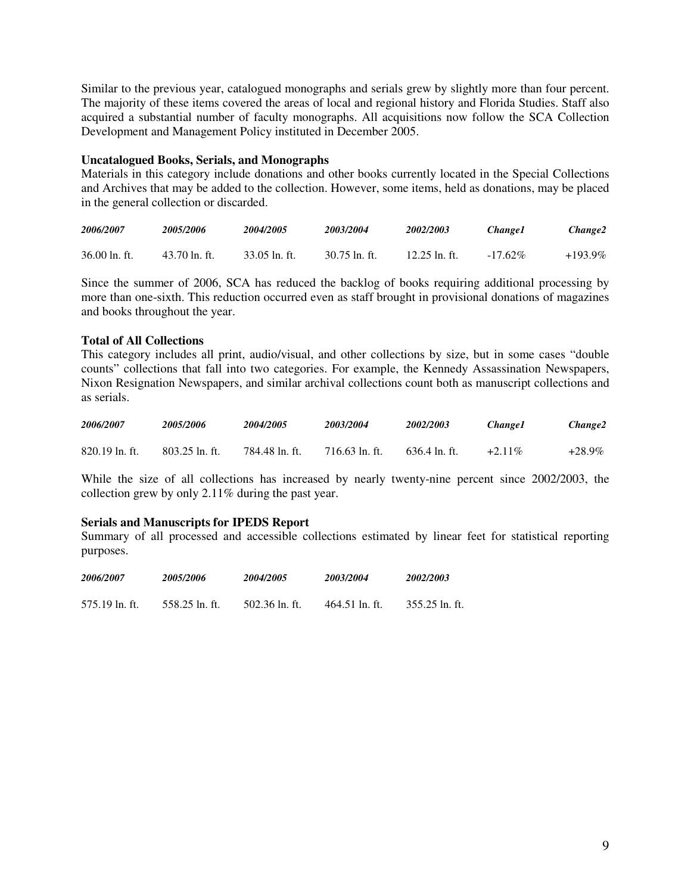Similar to the previous year, catalogued monographs and serials grew by slightly more than four percent. The majority of these items covered the areas of local and regional history and Florida Studies. Staff also acquired a substantial number of faculty monographs. All acquisitions now follow the SCA Collection Development and Management Policy instituted in December 2005.

**Uncatalogued Books, Serials, and Monographs**

Materials in this category include donations and other books currently located in the Special Collections and Archives that may be added to the collection. However, some items, held as donations, may be placed in the general collection or discarded.

| *2006/2007* | *2005/2006* | *2004/2005* | *2003/2004* | *2002/2003* | *Change1* | *Change2* |
|---|---|---|---|---|---|---|
| 36.00 ln. ft. | 43.70 ln. ft. | 33.05 ln. ft. | 30.75 ln. ft. | 12.25 ln. ft. | -17.62% | +193.9% |

Since the summer of 2006, SCA has reduced the backlog of books requiring additional processing by more than one-sixth. This reduction occurred even as staff brought in provisional donations of magazines and books throughout the year.

**Total of All Collections**

This category includes all print, audio/visual, and other collections by size, but in some cases "double counts" collections that fall into two categories. For example, the Kennedy Assassination Newspapers, Nixon Resignation Newspapers, and similar archival collections count both as manuscript collections and as serials.

| *2006/2007* | *2005/2006* | *2004/2005* | *2003/2004* | *2002/2003* | *Change1* | *Change2* |
|---|---|---|---|---|---|---|
| 820.19 ln. ft. | 803.25 ln. ft. | 784.48 ln. ft. | 716.63 ln. ft. | 636.4 ln. ft. | +2.11% | +28.9% |

While the size of all collections has increased by nearly twenty-nine percent since 2002/2003, the collection grew by only 2.11% during the past year.

**Serials and Manuscripts for IPEDS Report**

Summary of all processed and accessible collections estimated by linear feet for statistical reporting purposes.

| *2006/2007* | *2005/2006* | *2004/2005* | *2003/2004* | *2002/2003* |
|---|---|---|---|---|
| 575.19 ln. ft. | 558.25 ln. ft. | 502.36 ln. ft. | 464.51 ln. ft. | 355.25 ln. ft. |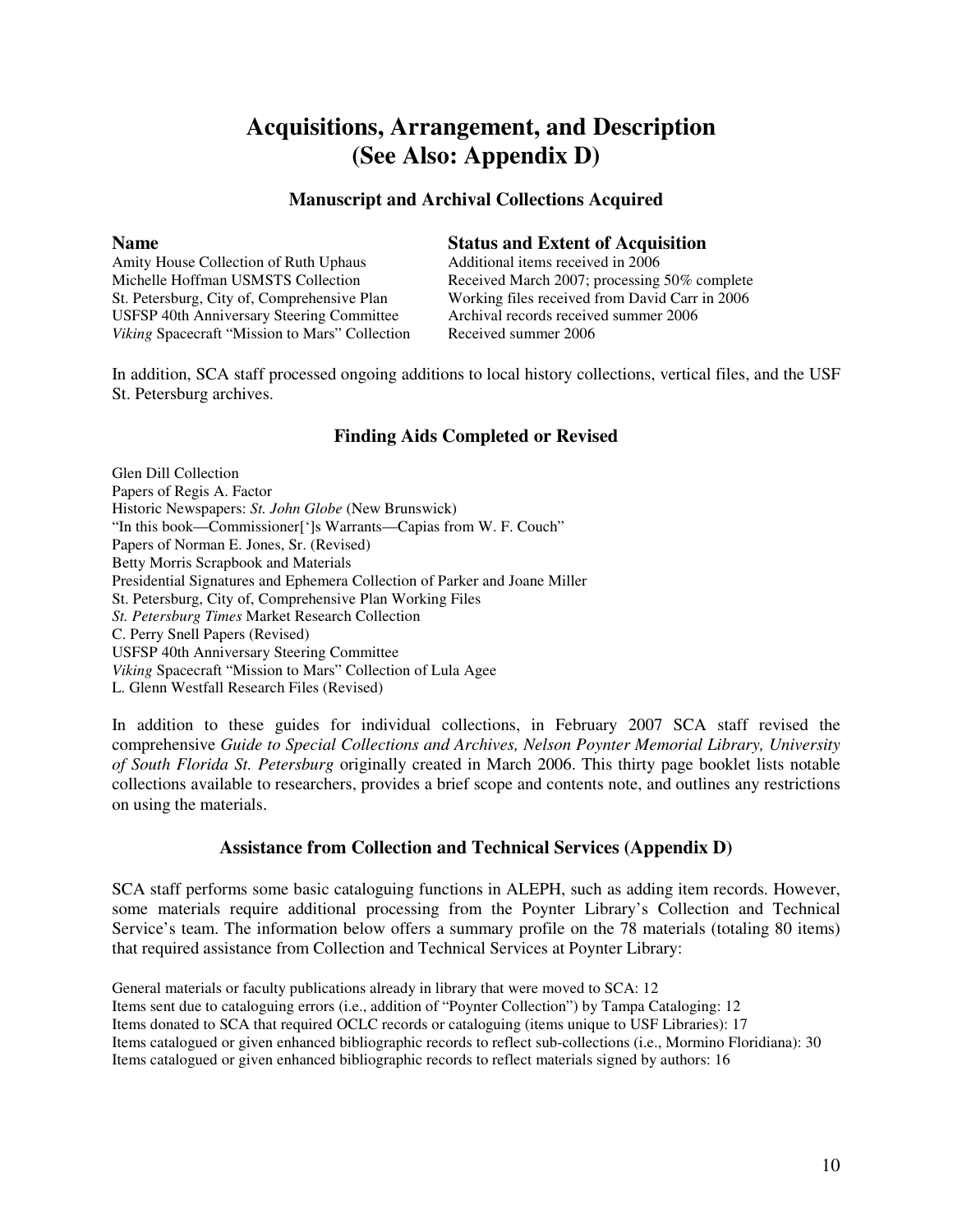# Acquisitions, Arrangement, and Description (See Also: Appendix D)

## Manuscript and Archival Collections Acquired

| Name | Status and Extent of Acquisition |
| --- | --- |
| Amity House Collection of Ruth Uphaus | Additional items received in 2006 |
| Michelle Hoffman USMSTS Collection | Received March 2007; processing 50% complete |
| St. Petersburg, City of, Comprehensive Plan | Working files received from David Carr in 2006 |
| USFSP 40th Anniversary Steering Committee | Archival records received summer 2006 |
| *Viking* Spacecraft "Mission to Mars" Collection | Received summer 2006 |

In addition, SCA staff processed ongoing additions to local history collections, vertical files, and the USF St. Petersburg archives.

## Finding Aids Completed or Revised

Glen Dill Collection
Papers of Regis A. Factor
Historic Newspapers: *St. John Globe* (New Brunswick)
"In this book—Commissioner[']s Warrants—Capias from W. F. Couch"
Papers of Norman E. Jones, Sr. (Revised)
Betty Morris Scrapbook and Materials
Presidential Signatures and Ephemera Collection of Parker and Joane Miller
St. Petersburg, City of, Comprehensive Plan Working Files
*St. Petersburg Times* Market Research Collection
C. Perry Snell Papers (Revised)
USFSP 40th Anniversary Steering Committee
*Viking* Spacecraft "Mission to Mars" Collection of Lula Agee
L. Glenn Westfall Research Files (Revised)

In addition to these guides for individual collections, in February 2007 SCA staff revised the comprehensive *Guide to Special Collections and Archives, Nelson Poynter Memorial Library, University of South Florida St. Petersburg* originally created in March 2006. This thirty page booklet lists notable collections available to researchers, provides a brief scope and contents note, and outlines any restrictions on using the materials.

## Assistance from Collection and Technical Services (Appendix D)

SCA staff performs some basic cataloguing functions in ALEPH, such as adding item records. However, some materials require additional processing from the Poynter Library's Collection and Technical Service's team. The information below offers a summary profile on the 78 materials (totaling 80 items) that required assistance from Collection and Technical Services at Poynter Library:

General materials or faculty publications already in library that were moved to SCA: 12
Items sent due to cataloguing errors (i.e., addition of "Poynter Collection") by Tampa Cataloging: 12
Items donated to SCA that required OCLC records or cataloguing (items unique to USF Libraries): 17
Items catalogued or given enhanced bibliographic records to reflect sub-collections (i.e., Mormino Floridiana): 30
Items catalogued or given enhanced bibliographic records to reflect materials signed by authors: 16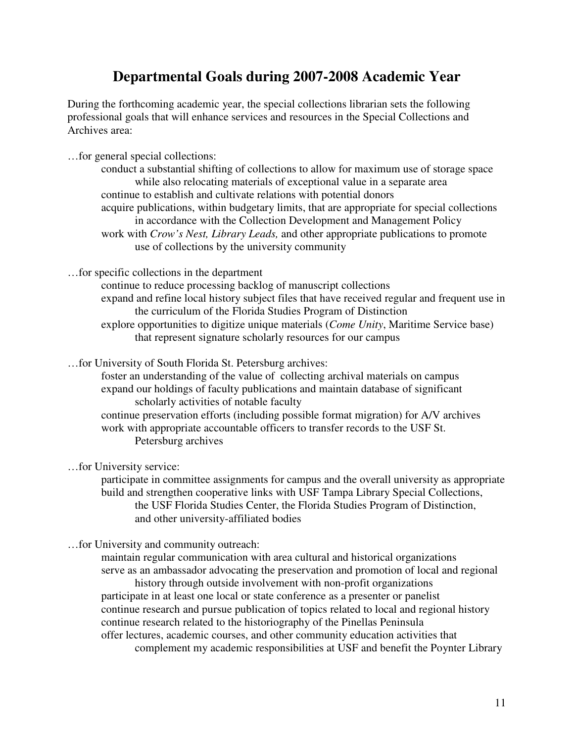# Departmental Goals during 2007-2008 Academic Year

During the forthcoming academic year, the special collections librarian sets the following professional goals that will enhance services and resources in the Special Collections and Archives area:

…for general special collections:

- conduct a substantial shifting of collections to allow for maximum use of storage space while also relocating materials of exceptional value in a separate area
- continue to establish and cultivate relations with potential donors
- acquire publications, within budgetary limits, that are appropriate for special collections in accordance with the Collection Development and Management Policy
- work with *Crow's Nest, Library Leads,* and other appropriate publications to promote use of collections by the university community

…for specific collections in the department

- continue to reduce processing backlog of manuscript collections
- expand and refine local history subject files that have received regular and frequent use in the curriculum of the Florida Studies Program of Distinction
- explore opportunities to digitize unique materials (*Come Unity*, Maritime Service base) that represent signature scholarly resources for our campus

…for University of South Florida St. Petersburg archives:

- foster an understanding of the value of collecting archival materials on campus
- expand our holdings of faculty publications and maintain database of significant scholarly activities of notable faculty
- continue preservation efforts (including possible format migration) for A/V archives
- work with appropriate accountable officers to transfer records to the USF St. Petersburg archives

…for University service:

- participate in committee assignments for campus and the overall university as appropriate
- build and strengthen cooperative links with USF Tampa Library Special Collections, the USF Florida Studies Center, the Florida Studies Program of Distinction, and other university-affiliated bodies

…for University and community outreach:

- maintain regular communication with area cultural and historical organizations
- serve as an ambassador advocating the preservation and promotion of local and regional history through outside involvement with non-profit organizations
- participate in at least one local or state conference as a presenter or panelist
- continue research and pursue publication of topics related to local and regional history
- continue research related to the historiography of the Pinellas Peninsula
- offer lectures, academic courses, and other community education activities that complement my academic responsibilities at USF and benefit the Poynter Library